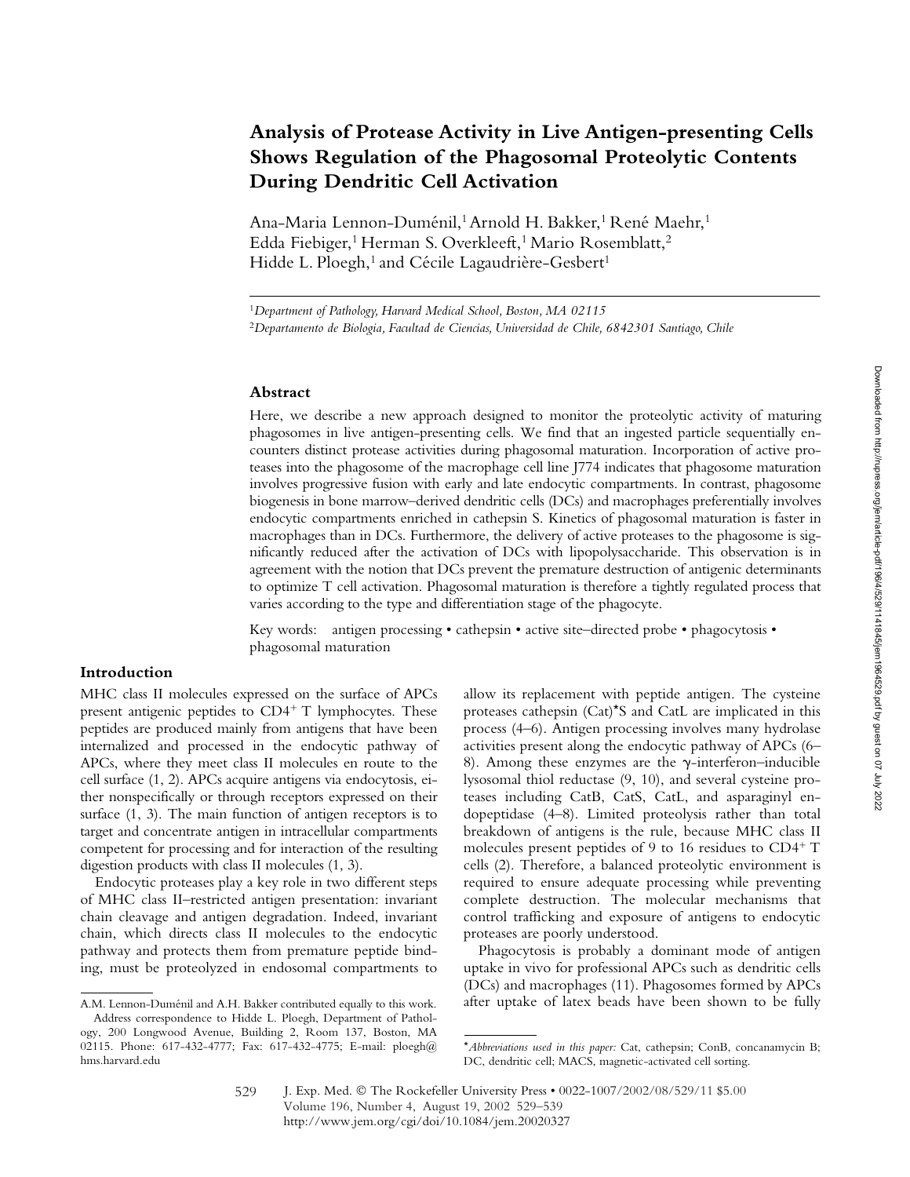# Analysis of Protease Activity in Live Antigen-presenting Cells Shows Regulation of the Phagosomal Proteolytic Contents During Dendritic Cell Activation

Ana-Maria Lennon-Duménil,[1] Arnold H. Bakker,[1] René Maehr,[1] Edda Fiebiger,[1] Herman S. Overkleeft,[1] Mario Rosemblatt,[2] Hidde L. Ploegh,[1] and Cécile Lagaudrière-Gesbert[1]

[1]*Department of Pathology, Harvard Medical School, Boston, MA 02115*

[2]*Departamento de Biologia, Facultad de Ciencias, Universidad de Chile, 6842301 Santiago, Chile*

## Abstract

Here, we describe a new approach designed to monitor the proteolytic activity of maturing phagosomes in live antigen-presenting cells. We find that an ingested particle sequentially encounters distinct protease activities during phagosomal maturation. Incorporation of active proteases into the phagosome of the macrophage cell line J774 indicates that phagosome maturation involves progressive fusion with early and late endocytic compartments. In contrast, phagosome biogenesis in bone marrow–derived dendritic cells (DCs) and macrophages preferentially involves endocytic compartments enriched in cathepsin S. Kinetics of phagosomal maturation is faster in macrophages than in DCs. Furthermore, the delivery of active proteases to the phagosome is significantly reduced after the activation of DCs with lipopolysaccharide. This observation is in agreement with the notion that DCs prevent the premature destruction of antigenic determinants to optimize T cell activation. Phagosomal maturation is therefore a tightly regulated process that varies according to the type and differentiation stage of the phagocyte.

Key words: antigen processing • cathepsin • active site–directed probe • phagocytosis • phagosomal maturation

## Introduction

MHC class II molecules expressed on the surface of APCs present antigenic peptides to $CD4^+$ T lymphocytes. These peptides are produced mainly from antigens that have been internalized and processed in the endocytic pathway of APCs, where they meet class II molecules en route to the cell surface (1, 2). APCs acquire antigens via endocytosis, either nonspecifically or through receptors expressed on their surface (1, 3). The main function of antigen receptors is to target and concentrate antigen in intracellular compartments competent for processing and for interaction of the resulting digestion products with class II molecules (1, 3).

Endocytic proteases play a key role in two different steps of MHC class II–restricted antigen presentation: invariant chain cleavage and antigen degradation. Indeed, invariant chain, which directs class II molecules to the endocytic pathway and protects them from premature peptide binding, must be proteolyzed in endosomal compartments to allow its replacement with peptide antigen. The cysteine proteases cathepsin (Cat)* S and CatL are implicated in this process (4–6). Antigen processing involves many hydrolase activities present along the endocytic pathway of APCs (6–8). Among these enzymes are the γ-interferon–inducible lysosomal thiol reductase (9, 10), and several cysteine proteases including CatB, CatS, CatL, and asparaginyl endopeptidase (4–8). Limited proteolysis rather than total breakdown of antigens is the rule, because MHC class II molecules present peptides of 9 to 16 residues to $CD4^+$ T cells (2). Therefore, a balanced proteolytic environment is required to ensure adequate processing while preventing complete destruction. The molecular mechanisms that control trafficking and exposure of antigens to endocytic proteases are poorly understood.

Phagocytosis is probably a dominant mode of antigen uptake in vivo for professional APCs such as dendritic cells (DCs) and macrophages (11). Phagosomes formed by APCs after uptake of latex beads have been shown to be fully

A.M. Lennon-Duménil and A.H. Bakker contributed equally to this work.

Address correspondence to Hidde L. Ploegh, Department of Pathology, 200 Longwood Avenue, Building 2, Room 137, Boston, MA 02115. Phone: 617-432-4777; Fax: 617-432-4775; E-mail: ploegh@hms.harvard.edu

*Abbreviations used in this paper:* Cat, cathepsin; ConB, concanamycin B; DC, dendritic cell; MACS, magnetic-activated cell sorting.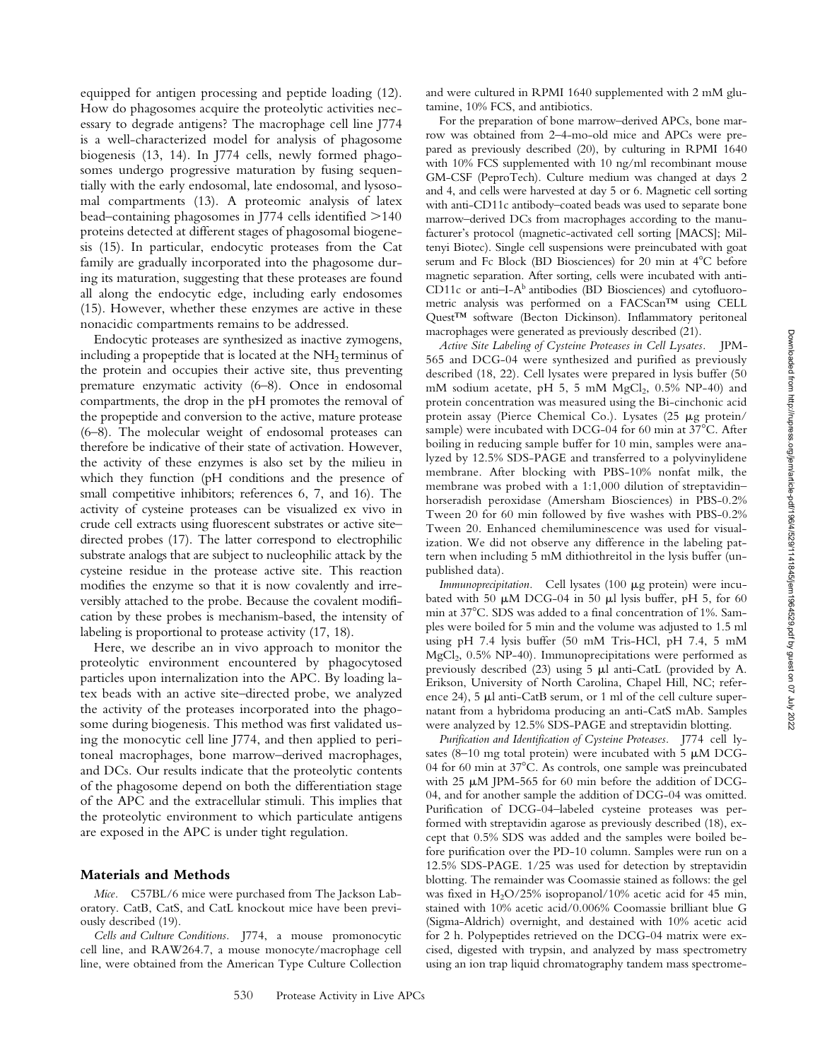equipped for antigen processing and peptide loading (12). How do phagosomes acquire the proteolytic activities necessary to degrade antigens? The macrophage cell line J774 is a well-characterized model for analysis of phagosome biogenesis (13, 14). In J774 cells, newly formed phagosomes undergo progressive maturation by fusing sequentially with the early endosomal, late endosomal, and lysosomal compartments (13). A proteomic analysis of latex bead–containing phagosomes in J774 cells identified >140 proteins detected at different stages of phagosomal biogenesis (15). In particular, endocytic proteases from the Cat family are gradually incorporated into the phagosome during its maturation, suggesting that these proteases are found all along the endocytic edge, including early endosomes (15). However, whether these enzymes are active in these nonacidic compartments remains to be addressed.

Endocytic proteases are synthesized as inactive zymogens, including a propeptide that is located at the $NH_2$ terminus of the protein and occupies their active site, thus preventing premature enzymatic activity (6–8). Once in endosomal compartments, the drop in the pH promotes the removal of the propeptide and conversion to the active, mature protease (6–8). The molecular weight of endosomal proteases can therefore be indicative of their state of activation. However, the activity of these enzymes is also set by the milieu in which they function (pH conditions and the presence of small competitive inhibitors; references 6, 7, and 16). The activity of cysteine proteases can be visualized ex vivo in crude cell extracts using fluorescent substrates or active site–directed probes (17). The latter correspond to electrophilic substrate analogs that are subject to nucleophilic attack by the cysteine residue in the protease active site. This reaction modifies the enzyme so that it is now covalently and irreversibly attached to the probe. Because the covalent modification by these probes is mechanism-based, the intensity of labeling is proportional to protease activity (17, 18).

Here, we describe an in vivo approach to monitor the proteolytic environment encountered by phagocytosed particles upon internalization into the APC. By loading latex beads with an active site–directed probe, we analyzed the activity of the proteases incorporated into the phagosome during biogenesis. This method was first validated using the monocytic cell line J774, and then applied to peritoneal macrophages, bone marrow–derived macrophages, and DCs. Our results indicate that the proteolytic contents of the phagosome depend on both the differentiation stage of the APC and the extracellular stimuli. This implies that the proteolytic environment to which particulate antigens are exposed in the APC is under tight regulation.

## Materials and Methods

*Mice.* C57BL/6 mice were purchased from The Jackson Laboratory. CatB, CatS, and CatL knockout mice have been previously described (19).

*Cells and Culture Conditions.* J774, a mouse promonocytic cell line, and RAW264.7, a mouse monocyte/macrophage cell line, were obtained from the American Type Culture Collection and were cultured in RPMI 1640 supplemented with 2 mM glutamine, 10% FCS, and antibiotics.

For the preparation of bone marrow–derived APCs, bone marrow was obtained from 2–4-mo-old mice and APCs were prepared as previously described (20), by culturing in RPMI 1640 with 10% FCS supplemented with 10 ng/ml recombinant mouse GM-CSF (PeproTech). Culture medium was changed at days 2 and 4, and cells were harvested at day 5 or 6. Magnetic cell sorting with anti-CD11c antibody–coated beads was used to separate bone marrow–derived DCs from macrophages according to the manufacturer's protocol (magnetic-activated cell sorting [MACS]; Miltenyi Biotec). Single cell suspensions were preincubated with goat serum and Fc Block (BD Biosciences) for 20 min at 4°C before magnetic separation. After sorting, cells were incubated with anti-CD11c or anti–I-A$^b$ antibodies (BD Biosciences) and cytofluorometric analysis was performed on a FACScan™ using CELL Quest™ software (Becton Dickinson). Inflammatory peritoneal macrophages were generated as previously described (21).

*Active Site Labeling of Cysteine Proteases in Cell Lysates.* JPM-565 and DCG-04 were synthesized and purified as previously described (18, 22). Cell lysates were prepared in lysis buffer (50 mM sodium acetate, pH 5, 5 mM $MgCl_2$, 0.5% NP-40) and protein concentration was measured using the Bi-cinchonic acid protein assay (Pierce Chemical Co.). Lysates (25 μg protein/sample) were incubated with DCG-04 for 60 min at 37°C. After boiling in reducing sample buffer for 10 min, samples were analyzed by 12.5% SDS-PAGE and transferred to a polyvinylidene membrane. After blocking with PBS-10% nonfat milk, the membrane was probed with a 1:1,000 dilution of streptavidin–horseradish peroxidase (Amersham Biosciences) in PBS-0.2% Tween 20 for 60 min followed by five washes with PBS-0.2% Tween 20. Enhanced chemiluminescence was used for visualization. We did not observe any difference in the labeling pattern when including 5 mM dithiothreitol in the lysis buffer (unpublished data).

*Immunoprecipitation.* Cell lysates (100 μg protein) were incubated with 50 μM DCG-04 in 50 μl lysis buffer, pH 5, for 60 min at 37°C. SDS was added to a final concentration of 1%. Samples were boiled for 5 min and the volume was adjusted to 1.5 ml using pH 7.4 lysis buffer (50 mM Tris-HCl, pH 7.4, 5 mM $MgCl_2$, 0.5% NP-40). Immunoprecipitations were performed as previously described (23) using 5 μl anti-CatL (provided by A. Erikson, University of North Carolina, Chapel Hill, NC; reference 24), 5 μl anti-CatB serum, or 1 ml of the cell culture supernatant from a hybridoma producing an anti-CatS mAb. Samples were analyzed by 12.5% SDS-PAGE and streptavidin blotting.

*Purification and Identification of Cysteine Proteases.* J774 cell lysates (8–10 mg total protein) were incubated with 5 μM DCG-04 for 60 min at 37°C. As controls, one sample was preincubated with 25 μM JPM-565 for 60 min before the addition of DCG-04, and for another sample the addition of DCG-04 was omitted. Purification of DCG-04–labeled cysteine proteases was performed with streptavidin agarose as previously described (18), except that 0.5% SDS was added and the samples were boiled before purification over the PD-10 column. Samples were run on a 12.5% SDS-PAGE. 1/25 was used for detection by streptavidin blotting. The remainder was Coomassie stained as follows: the gel was fixed in $H_2O$/25% isopropanol/10% acetic acid for 45 min, stained with 10% acetic acid/0.006% Coomassie brilliant blue G (Sigma-Aldrich) overnight, and destained with 10% acetic acid for 2 h. Polypeptides retrieved on the DCG-04 matrix were excised, digested with trypsin, and analyzed by mass spectrometry using an ion trap liquid chromatography tandem mass spectrome-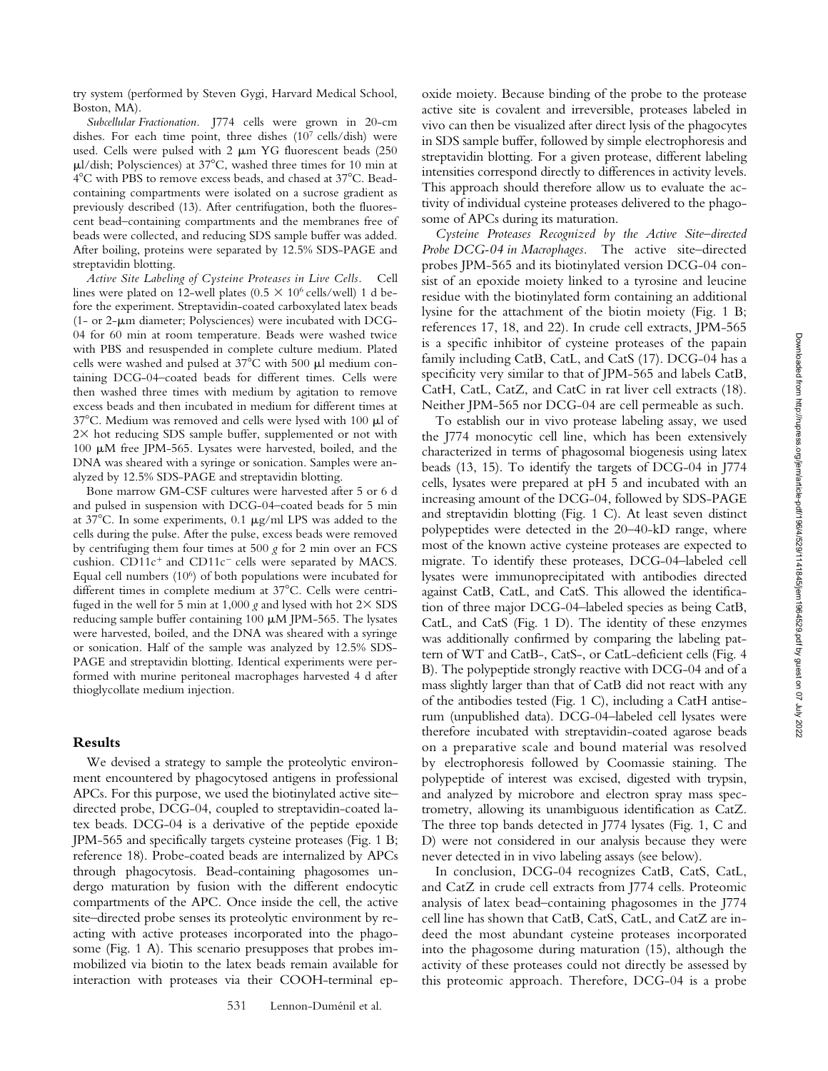try system (performed by Steven Gygi, Harvard Medical School, Boston, MA).

*Subcellular Fractionation.* J774 cells were grown in 20-cm dishes. For each time point, three dishes ($10^7$ cells/dish) were used. Cells were pulsed with 2 μm YG fluorescent beads (250 μl/dish; Polysciences) at 37°C, washed three times for 10 min at 4°C with PBS to remove excess beads, and chased at 37°C. Bead-containing compartments were isolated on a sucrose gradient as previously described (13). After centrifugation, both the fluorescent bead–containing compartments and the membranes free of beads were collected, and reducing SDS sample buffer was added. After boiling, proteins were separated by 12.5% SDS-PAGE and streptavidin blotting.

*Active Site Labeling of Cysteine Proteases in Live Cells.* Cell lines were plated on 12-well plates ($0.5 \times 10^6$ cells/well) 1 d before the experiment. Streptavidin-coated carboxylated latex beads (1- or 2-μm diameter; Polysciences) were incubated with DCG-04 for 60 min at room temperature. Beads were washed twice with PBS and resuspended in complete culture medium. Plated cells were washed and pulsed at 37°C with 500 μl medium containing DCG-04–coated beads for different times. Cells were then washed three times with medium by agitation to remove excess beads and then incubated in medium for different times at 37°C. Medium was removed and cells were lysed with 100 μl of 2× hot reducing SDS sample buffer, supplemented or not with 100 μM free JPM-565. Lysates were harvested, boiled, and the DNA was sheared with a syringe or sonication. Samples were analyzed by 12.5% SDS-PAGE and streptavidin blotting.

Bone marrow GM-CSF cultures were harvested after 5 or 6 d and pulsed in suspension with DCG-04–coated beads for 5 min at 37°C. In some experiments, 0.1 μg/ml LPS was added to the cells during the pulse. After the pulse, excess beads were removed by centrifuging them four times at 500 *g* for 2 min over an FCS cushion. CD11c$^+$ and CD11c$^-$ cells were separated by MACS. Equal cell numbers ($10^6$) of both populations were incubated for different times in complete medium at 37°C. Cells were centrifuged in the well for 5 min at 1,000 *g* and lysed with hot 2× SDS reducing sample buffer containing 100 μM JPM-565. The lysates were harvested, boiled, and the DNA was sheared with a syringe or sonication. Half of the sample was analyzed by 12.5% SDS-PAGE and streptavidin blotting. Identical experiments were performed with murine peritoneal macrophages harvested 4 d after thioglycollate medium injection.

## Results

We devised a strategy to sample the proteolytic environment encountered by phagocytosed antigens in professional APCs. For this purpose, we used the biotinylated active site–directed probe, DCG-04, coupled to streptavidin-coated latex beads. DCG-04 is a derivative of the peptide epoxide JPM-565 and specifically targets cysteine proteases (Fig. 1 B; reference 18). Probe-coated beads are internalized by APCs through phagocytosis. Bead-containing phagosomes undergo maturation by fusion with the different endocytic compartments of the APC. Once inside the cell, the active site–directed probe senses its proteolytic environment by reacting with active proteases incorporated into the phagosome (Fig. 1 A). This scenario presupposes that probes immobilized via biotin to the latex beads remain available for interaction with proteases via their COOH-terminal epoxide moiety. Because binding of the probe to the protease active site is covalent and irreversible, proteases labeled in vivo can then be visualized after direct lysis of the phagocytes in SDS sample buffer, followed by simple electrophoresis and streptavidin blotting. For a given protease, different labeling intensities correspond directly to differences in activity levels. This approach should therefore allow us to evaluate the activity of individual cysteine proteases delivered to the phagosome of APCs during its maturation.

*Cysteine Proteases Recognized by the Active Site–directed Probe DCG-04 in Macrophages.* The active site–directed probes JPM-565 and its biotinylated version DCG-04 consist of an epoxide moiety linked to a tyrosine and leucine residue with the biotinylated form containing an additional lysine for the attachment of the biotin moiety (Fig. 1 B; references 17, 18, and 22). In crude cell extracts, JPM-565 is a specific inhibitor of cysteine proteases of the papain family including CatB, CatL, and CatS (17). DCG-04 has a specificity very similar to that of JPM-565 and labels CatB, CatH, CatL, CatZ, and CatC in rat liver cell extracts (18). Neither JPM-565 nor DCG-04 are cell permeable as such.

To establish our in vivo protease labeling assay, we used the J774 monocytic cell line, which has been extensively characterized in terms of phagosomal biogenesis using latex beads (13, 15). To identify the targets of DCG-04 in J774 cells, lysates were prepared at pH 5 and incubated with an increasing amount of the DCG-04, followed by SDS-PAGE and streptavidin blotting (Fig. 1 C). At least seven distinct polypeptides were detected in the 20–40-kD range, where most of the known active cysteine proteases are expected to migrate. To identify these proteases, DCG-04–labeled cell lysates were immunoprecipitated with antibodies directed against CatB, CatL, and CatS. This allowed the identification of three major DCG-04–labeled species as being CatB, CatL, and CatS (Fig. 1 D). The identity of these enzymes was additionally confirmed by comparing the labeling pattern of WT and CatB-, CatS-, or CatL-deficient cells (Fig. 4 B). The polypeptide strongly reactive with DCG-04 and of a mass slightly larger than that of CatB did not react with any of the antibodies tested (Fig. 1 C), including a CatH antiserum (unpublished data). DCG-04–labeled cell lysates were therefore incubated with streptavidin-coated agarose beads on a preparative scale and bound material was resolved by electrophoresis followed by Coomassie staining. The polypeptide of interest was excised, digested with trypsin, and analyzed by microbore and electron spray mass spectrometry, allowing its unambiguous identification as CatZ. The three top bands detected in J774 lysates (Fig. 1, C and D) were not considered in our analysis because they were never detected in in vivo labeling assays (see below).

In conclusion, DCG-04 recognizes CatB, CatS, CatL, and CatZ in crude cell extracts from J774 cells. Proteomic analysis of latex bead–containing phagosomes in the J774 cell line has shown that CatB, CatS, CatL, and CatZ are indeed the most abundant cysteine proteases incorporated into the phagosome during maturation (15), although the activity of these proteases could not directly be assessed by this proteomic approach. Therefore, DCG-04 is a probe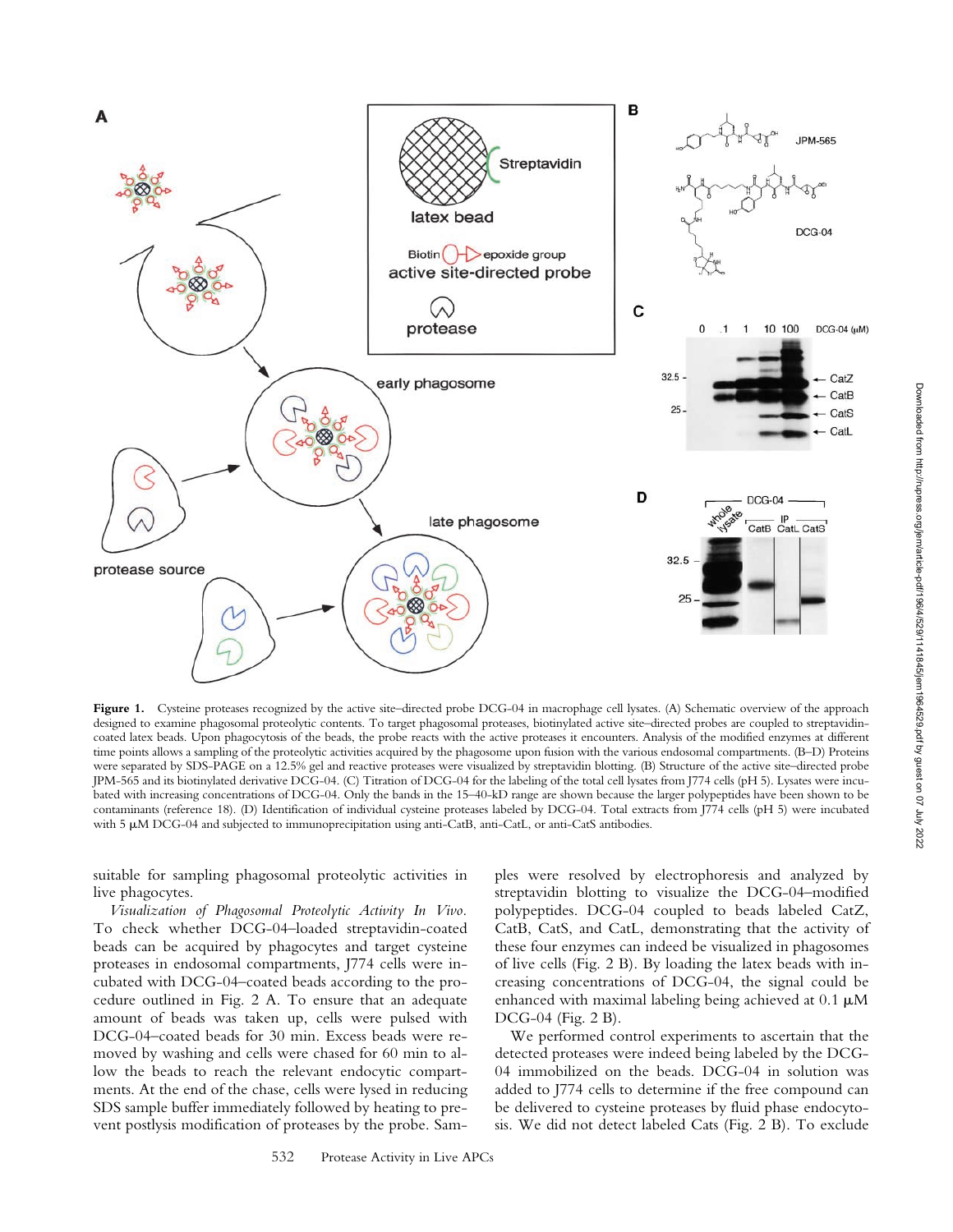**Figure 1.** Cysteine proteases recognized by the active site–directed probe DCG-04 in macrophage cell lysates. (A) Schematic overview of the approach designed to examine phagosomal proteolytic contents. To target phagosomal proteases, biotinylated active site–directed probes are coupled to streptavidin-coated latex beads. Upon phagocytosis of the beads, the probe reacts with the active proteases it encounters. Analysis of the modified enzymes at different time points allows a sampling of the proteolytic activities acquired by the phagosome upon fusion with the various endosomal compartments. (B–D) Proteins were separated by SDS-PAGE on a 12.5% gel and reactive proteases were visualized by streptavidin blotting. (B) Structure of the active site–directed probe JPM-565 and its biotinylated derivative DCG-04. (C) Titration of DCG-04 for the labeling of the total cell lysates from J774 cells (pH 5). Lysates were incubated with increasing concentrations of DCG-04. Only the bands in the 15–40-kD range are shown because the larger polypeptides have been shown to be contaminants (reference 18). (D) Identification of individual cysteine proteases labeled by DCG-04. Total extracts from J774 cells (pH 5) were incubated with 5 μM DCG-04 and subjected to immunoprecipitation using anti-CatB, anti-CatL, or anti-CatS antibodies.

suitable for sampling phagosomal proteolytic activities in live phagocytes.

*Visualization of Phagosomal Proteolytic Activity In Vivo.* To check whether DCG-04–loaded streptavidin-coated beads can be acquired by phagocytes and target cysteine proteases in endosomal compartments, J774 cells were incubated with DCG-04–coated beads according to the procedure outlined in Fig. 2 A. To ensure that an adequate amount of beads was taken up, cells were pulsed with DCG-04–coated beads for 30 min. Excess beads were removed by washing and cells were chased for 60 min to allow the beads to reach the relevant endocytic compartments. At the end of the chase, cells were lysed in reducing SDS sample buffer immediately followed by heating to prevent postlysis modification of proteases by the probe. Samples were resolved by electrophoresis and analyzed by streptavidin blotting to visualize the DCG-04–modified polypeptides. DCG-04 coupled to beads labeled CatZ, CatB, CatS, and CatL, demonstrating that the activity of these four enzymes can indeed be visualized in phagosomes of live cells (Fig. 2 B). By loading the latex beads with increasing concentrations of DCG-04, the signal could be enhanced with maximal labeling being achieved at 0.1 μM DCG-04 (Fig. 2 B).

We performed control experiments to ascertain that the detected proteases were indeed being labeled by the DCG-04 immobilized on the beads. DCG-04 in solution was added to J774 cells to determine if the free compound can be delivered to cysteine proteases by fluid phase endocytosis. We did not detect labeled Cats (Fig. 2 B). To exclude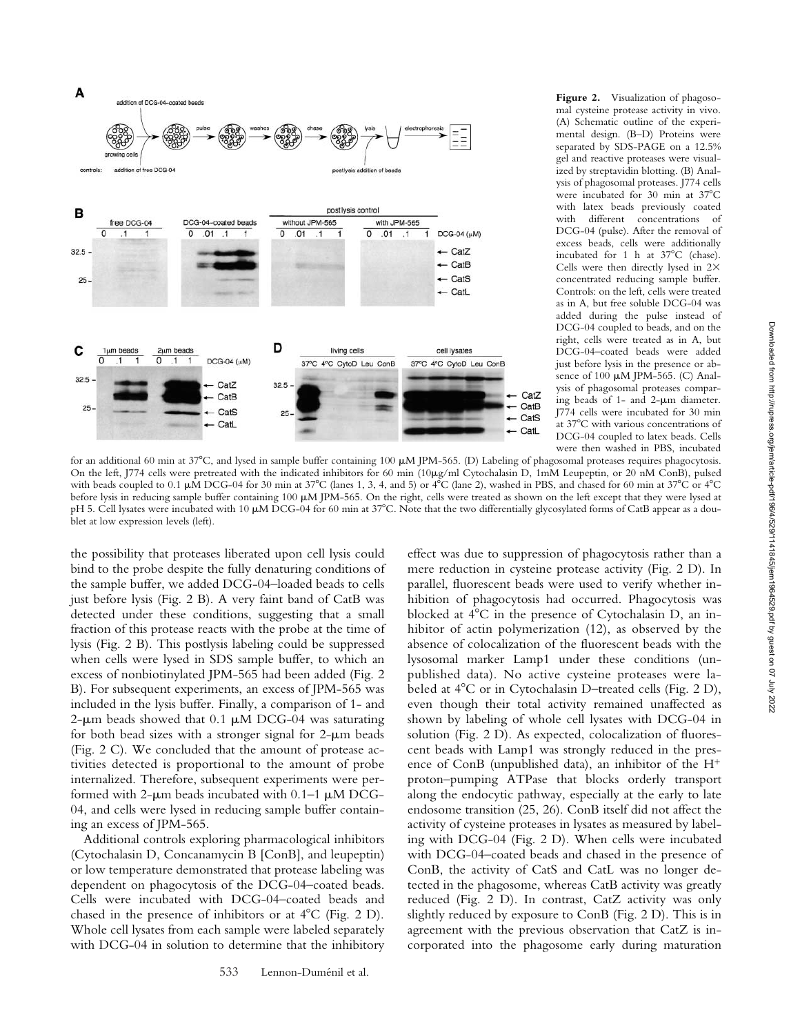**Figure 2.** Visualization of phagosomal cysteine protease activity in vivo. (A) Schematic outline of the experimental design. (B–D) Proteins were separated by SDS-PAGE on a 12.5% gel and reactive proteases were visualized by streptavidin blotting. (B) Analysis of phagosomal proteases. J774 cells were incubated for 30 min at 37°C with latex beads previously coated with different concentrations of DCG-04 (pulse). After the removal of excess beads, cells were additionally incubated for 1 h at 37°C (chase). Cells were then directly lysed in 2× concentrated reducing sample buffer. Controls: on the left, cells were treated as in A, but free soluble DCG-04 was added during the pulse instead of DCG-04 coupled to beads, and on the right, cells were treated as in A, but DCG-04–coated beads were added just before lysis in the presence or absence of 100 μM JPM-565. (C) Analysis of phagosomal proteases comparing beads of 1- and 2-μm diameter. J774 cells were incubated for 30 min at 37°C with various concentrations of DCG-04 coupled to latex beads. Cells were then washed in PBS, incubated for an additional 60 min at 37°C, and lysed in sample buffer containing 100 μM JPM-565. (D) Labeling of phagosomal proteases requires phagocytosis. On the left, J774 cells were pretreated with the indicated inhibitors for 60 min (10μg/ml Cytochalasin D, 1mM Leupeptin, or 20 nM ConB), pulsed with beads coupled to 0.1 μM DCG-04 for 30 min at 37°C (lanes 1, 3, 4, and 5) or 4°C (lane 2), washed in PBS, and chased for 60 min at 37°C or 4°C before lysis in reducing sample buffer containing 100 μM JPM-565. On the right, cells were treated as shown on the left except that they were lysed at pH 5. Cell lysates were incubated with 10 μM DCG-04 for 60 min at 37°C. Note that the two differentially glycosylated forms of CatB appear as a doublet at low expression levels (left).

the possibility that proteases liberated upon cell lysis could bind to the probe despite the fully denaturing conditions of the sample buffer, we added DCG-04–loaded beads to cells just before lysis (Fig. 2 B). A very faint band of CatB was detected under these conditions, suggesting that a small fraction of this protease reacts with the probe at the time of lysis (Fig. 2 B). This postlysis labeling could be suppressed when cells were lysed in SDS sample buffer, to which an excess of nonbiotinylated JPM-565 had been added (Fig. 2 B). For subsequent experiments, an excess of JPM-565 was included in the lysis buffer. Finally, a comparison of 1- and 2-μm beads showed that 0.1 μM DCG-04 was saturating for both bead sizes with a stronger signal for 2-μm beads (Fig. 2 C). We concluded that the amount of protease activities detected is proportional to the amount of probe internalized. Therefore, subsequent experiments were performed with 2-μm beads incubated with 0.1–1 μM DCG-04, and cells were lysed in reducing sample buffer containing an excess of JPM-565.

Additional controls exploring pharmacological inhibitors (Cytochalasin D, Concanamycin B [ConB], and leupeptin) or low temperature demonstrated that protease labeling was dependent on phagocytosis of the DCG-04–coated beads. Cells were incubated with DCG-04–coated beads and chased in the presence of inhibitors or at 4°C (Fig. 2 D). Whole cell lysates from each sample were labeled separately with DCG-04 in solution to determine that the inhibitory effect was due to suppression of phagocytosis rather than a mere reduction in cysteine protease activity (Fig. 2 D). In parallel, fluorescent beads were used to verify whether inhibition of phagocytosis had occurred. Phagocytosis was blocked at 4°C in the presence of Cytochalasin D, an inhibitor of actin polymerization (12), as observed by the absence of colocalization of the fluorescent beads with the lysosomal marker Lamp1 under these conditions (unpublished data). No active cysteine proteases were labeled at 4°C or in Cytochalasin D–treated cells (Fig. 2 D), even though their total activity remained unaffected as shown by labeling of whole cell lysates with DCG-04 in solution (Fig. 2 D). As expected, colocalization of fluorescent beads with Lamp1 was strongly reduced in the presence of ConB (unpublished data), an inhibitor of the $H^+$ proton–pumping ATPase that blocks orderly transport along the endocytic pathway, especially at the early to late endosome transition (25, 26). ConB itself did not affect the activity of cysteine proteases in lysates as measured by labeling with DCG-04 (Fig. 2 D). When cells were incubated with DCG-04–coated beads and chased in the presence of ConB, the activity of CatS and CatL was no longer detected in the phagosome, whereas CatB activity was greatly reduced (Fig. 2 D). In contrast, CatZ activity was only slightly reduced by exposure to ConB (Fig. 2 D). This is in agreement with the previous observation that CatZ is incorporated into the phagosome early during maturation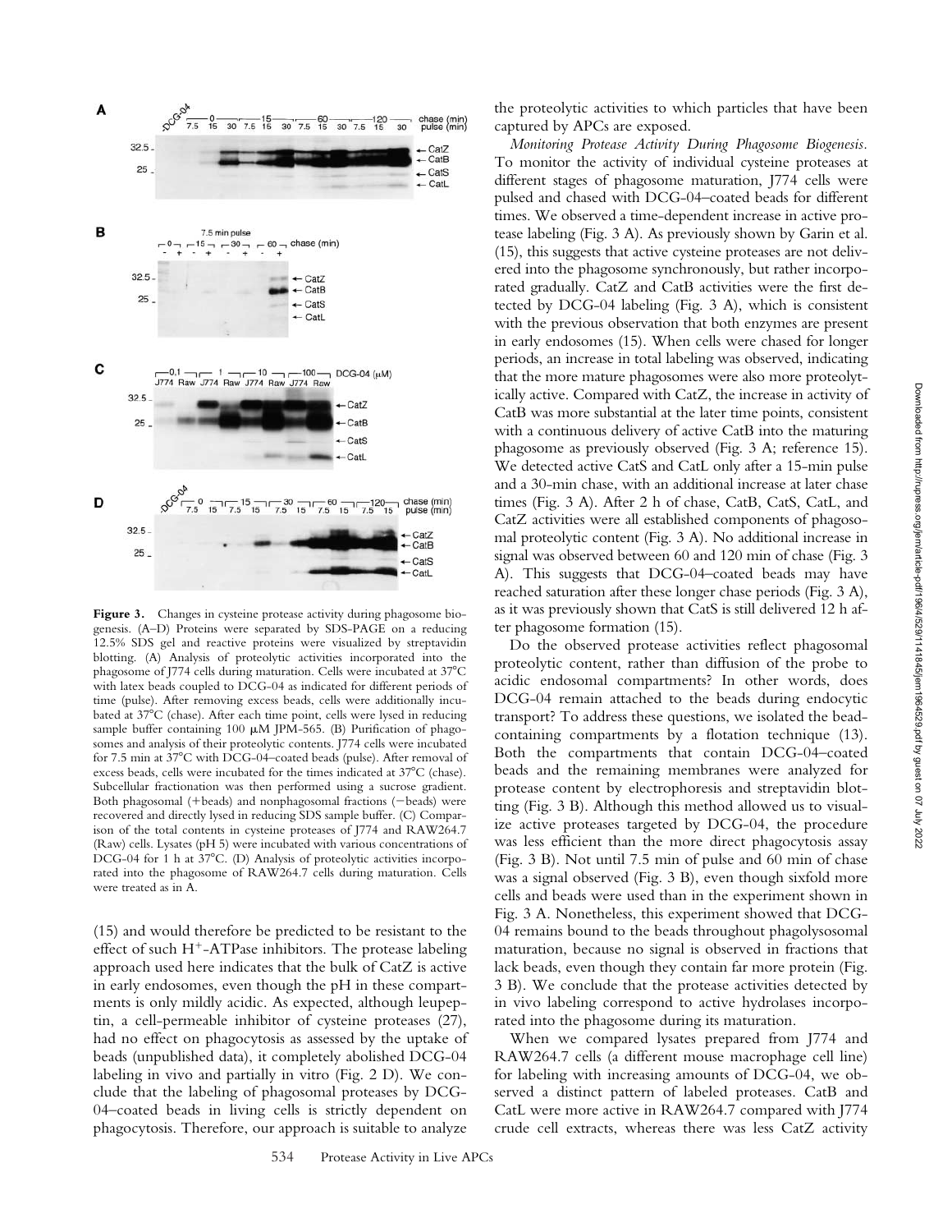**Figure 3.** Changes in cysteine protease activity during phagosome biogenesis. (A–D) Proteins were separated by SDS-PAGE on a reducing 12.5% SDS gel and reactive proteins were visualized by streptavidin blotting. (A) Analysis of proteolytic activities incorporated into the phagosome of J774 cells during maturation. Cells were incubated at 37°C with latex beads coupled to DCG-04 as indicated for different periods of time (pulse). After removing excess beads, cells were additionally incubated at 37°C (chase). After each time point, cells were lysed in reducing sample buffer containing 100 μM JPM-565. (B) Purification of phagosomes and analysis of their proteolytic contents. J774 cells were incubated for 7.5 min at 37°C with DCG-04–coated beads (pulse). After removal of excess beads, cells were incubated for the times indicated at 37°C (chase). Subcellular fractionation was then performed using a sucrose gradient. Both phagosomal (+beads) and nonphagosomal fractions (−beads) were recovered and directly lysed in reducing SDS sample buffer. (C) Comparison of the total contents in cysteine proteases of J774 and RAW264.7 (Raw) cells. Lysates (pH 5) were incubated with various concentrations of DCG-04 for 1 h at 37°C. (D) Analysis of proteolytic activities incorporated into the phagosome of RAW264.7 cells during maturation. Cells were treated as in A.

(15) and would therefore be predicted to be resistant to the effect of such $H^+$-ATPase inhibitors. The protease labeling approach used here indicates that the bulk of CatZ is active in early endosomes, even though the pH in these compartments is only mildly acidic. As expected, although leupeptin, a cell-permeable inhibitor of cysteine proteases (27), had no effect on phagocytosis as assessed by the uptake of beads (unpublished data), it completely abolished DCG-04 labeling in vivo and partially in vitro (Fig. 2 D). We conclude that the labeling of phagosomal proteases by DCG-04–coated beads in living cells is strictly dependent on phagocytosis. Therefore, our approach is suitable to analyze the proteolytic activities to which particles that have been captured by APCs are exposed.

*Monitoring Protease Activity During Phagosome Biogenesis.* To monitor the activity of individual cysteine proteases at different stages of phagosome maturation, J774 cells were pulsed and chased with DCG-04–coated beads for different times. We observed a time-dependent increase in active protease labeling (Fig. 3 A). As previously shown by Garin et al. (15), this suggests that active cysteine proteases are not delivered into the phagosome synchronously, but rather incorporated gradually. CatZ and CatB activities were the first detected by DCG-04 labeling (Fig. 3 A), which is consistent with the previous observation that both enzymes are present in early endosomes (15). When cells were chased for longer periods, an increase in total labeling was observed, indicating that the more mature phagosomes were also more proteolytically active. Compared with CatZ, the increase in activity of CatB was more substantial at the later time points, consistent with a continuous delivery of active CatB into the maturing phagosome as previously observed (Fig. 3 A; reference 15). We detected active CatS and CatL only after a 15-min pulse and a 30-min chase, with an additional increase at later chase times (Fig. 3 A). After 2 h of chase, CatB, CatS, CatL, and CatZ activities were all established components of phagosomal proteolytic content (Fig. 3 A). No additional increase in signal was observed between 60 and 120 min of chase (Fig. 3 A). This suggests that DCG-04–coated beads may have reached saturation after these longer chase periods (Fig. 3 A), as it was previously shown that CatS is still delivered 12 h after phagosome formation (15).

Do the observed protease activities reflect phagosomal proteolytic content, rather than diffusion of the probe to acidic endosomal compartments? In other words, does DCG-04 remain attached to the beads during endocytic transport? To address these questions, we isolated the bead-containing compartments by a flotation technique (13). Both the compartments that contain DCG-04–coated beads and the remaining membranes were analyzed for protease content by electrophoresis and streptavidin blotting (Fig. 3 B). Although this method allowed us to visualize active proteases targeted by DCG-04, the procedure was less efficient than the more direct phagocytosis assay (Fig. 3 B). Not until 7.5 min of pulse and 60 min of chase was a signal observed (Fig. 3 B), even though sixfold more cells and beads were used than in the experiment shown in Fig. 3 A. Nonetheless, this experiment showed that DCG-04 remains bound to the beads throughout phagolysosomal maturation, because no signal is observed in fractions that lack beads, even though they contain far more protein (Fig. 3 B). We conclude that the protease activities detected by in vivo labeling correspond to active hydrolases incorporated into the phagosome during its maturation.

When we compared lysates prepared from J774 and RAW264.7 cells (a different mouse macrophage cell line) for labeling with increasing amounts of DCG-04, we observed a distinct pattern of labeled proteases. CatB and CatL were more active in RAW264.7 compared with J774 crude cell extracts, whereas there was less CatZ activity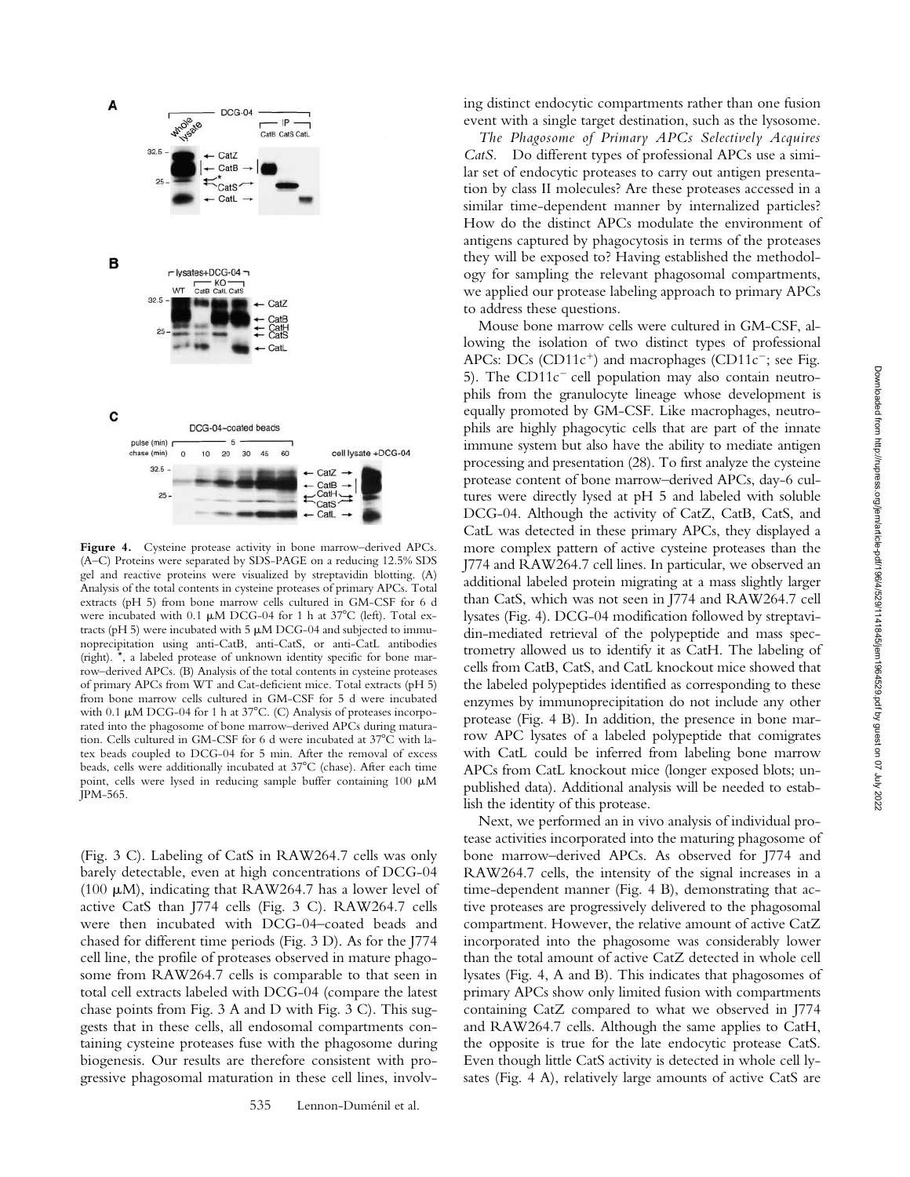**Figure 4.** Cysteine protease activity in bone marrow–derived APCs. (A–C) Proteins were separated by SDS-PAGE on a reducing 12.5% SDS gel and reactive proteins were visualized by streptavidin blotting. (A) Analysis of the total contents in cysteine proteases of primary APCs. Total extracts (pH 5) from bone marrow cells cultured in GM-CSF for 6 d were incubated with 0.1 μM DCG-04 for 1 h at 37°C (left). Total extracts (pH 5) were incubated with 5 μM DCG-04 and subjected to immunoprecipitation using anti-CatB, anti-CatS, or anti-CatL antibodies (right). *, a labeled protease of unknown identity specific for bone marrow–derived APCs. (B) Analysis of the total contents in cysteine proteases of primary APCs from WT and Cat-deficient mice. Total extracts (pH 5) from bone marrow cells cultured in GM-CSF for 5 d were incubated with 0.1 μM DCG-04 for 1 h at 37°C. (C) Analysis of proteases incorporated into the phagosome of bone marrow–derived APCs during maturation. Cells cultured in GM-CSF for 6 d were incubated at 37°C with latex beads coupled to DCG-04 for 5 min. After the removal of excess beads, cells were additionally incubated at 37°C (chase). After each time point, cells were lysed in reducing sample buffer containing 100 μM JPM-565.

(Fig. 3 C). Labeling of CatS in RAW264.7 cells was only barely detectable, even at high concentrations of DCG-04 (100 μM), indicating that RAW264.7 has a lower level of active CatS than J774 cells (Fig. 3 C). RAW264.7 cells were then incubated with DCG-04–coated beads and chased for different time periods (Fig. 3 D). As for the J774 cell line, the profile of proteases observed in mature phagosome from RAW264.7 cells is comparable to that seen in total cell extracts labeled with DCG-04 (compare the latest chase points from Fig. 3 A and D with Fig. 3 C). This suggests that in these cells, all endosomal compartments containing cysteine proteases fuse with the phagosome during biogenesis. Our results are therefore consistent with progressive phagosomal maturation in these cell lines, involving distinct endocytic compartments rather than one fusion event with a single target destination, such as the lysosome.

*The Phagosome of Primary APCs Selectively Acquires CatS.* Do different types of professional APCs use a similar set of endocytic proteases to carry out antigen presentation by class II molecules? Are these proteases accessed in a similar time-dependent manner by internalized particles? How do the distinct APCs modulate the environment of antigens captured by phagocytosis in terms of the proteases they will be exposed to? Having established the methodology for sampling the relevant phagosomal compartments, we applied our protease labeling approach to primary APCs to address these questions.

Mouse bone marrow cells were cultured in GM-CSF, allowing the isolation of two distinct types of professional APCs: DCs ($CD11c^+$) and macrophages ($CD11c^-$; see Fig. 5). The $CD11c^-$ cell population may also contain neutrophils from the granulocyte lineage whose development is equally promoted by GM-CSF. Like macrophages, neutrophils are highly phagocytic cells that are part of the innate immune system but also have the ability to mediate antigen processing and presentation (28). To first analyze the cysteine protease content of bone marrow–derived APCs, day-6 cultures were directly lysed at pH 5 and labeled with soluble DCG-04. Although the activity of CatZ, CatB, CatS, and CatL was detected in these primary APCs, they displayed a more complex pattern of active cysteine proteases than the J774 and RAW264.7 cell lines. In particular, we observed an additional labeled protein migrating at a mass slightly larger than CatS, which was not seen in J774 and RAW264.7 cell lysates (Fig. 4). DCG-04 modification followed by streptavidin-mediated retrieval of the polypeptide and mass spectrometry allowed us to identify it as CatH. The labeling of cells from CatB, CatS, and CatL knockout mice showed that the labeled polypeptides identified as corresponding to these enzymes by immunoprecipitation do not include any other protease (Fig. 4 B). In addition, the presence in bone marrow APC lysates of a labeled polypeptide that comigrates with CatL could be inferred from labeling bone marrow APCs from CatL knockout mice (longer exposed blots; unpublished data). Additional analysis will be needed to establish the identity of this protease.

Next, we performed an in vivo analysis of individual protease activities incorporated into the maturing phagosome of bone marrow–derived APCs. As observed for J774 and RAW264.7 cells, the intensity of the signal increases in a time-dependent manner (Fig. 4 B), demonstrating that active proteases are progressively delivered to the phagosomal compartment. However, the relative amount of active CatZ incorporated into the phagosome was considerably lower than the total amount of active CatZ detected in whole cell lysates (Fig. 4, A and B). This indicates that phagosomes of primary APCs show only limited fusion with compartments containing CatZ compared to what we observed in J774 and RAW264.7 cells. Although the same applies to CatH, the opposite is true for the late endocytic protease CatS. Even though little CatS activity is detected in whole cell lysates (Fig. 4 A), relatively large amounts of active CatS are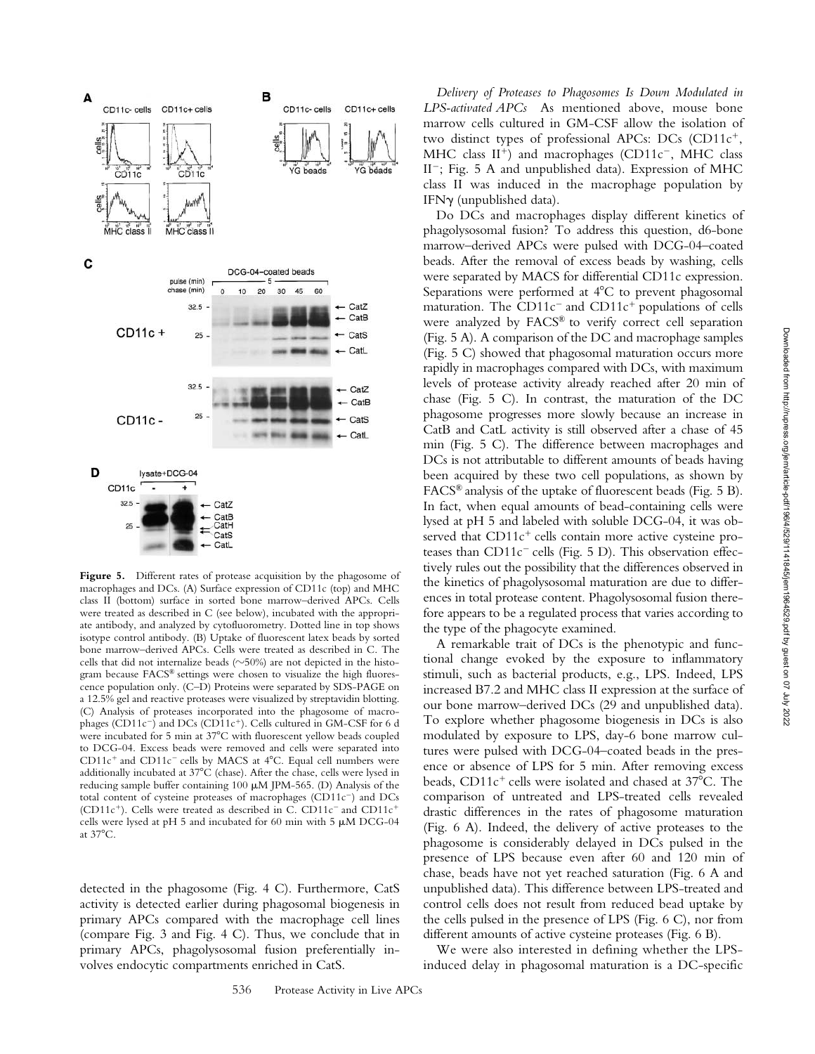**Figure 5.** Different rates of protease acquisition by the phagosome of macrophages and DCs. (A) Surface expression of CD11c (top) and MHC class II (bottom) surface in sorted bone marrow–derived APCs. Cells were treated as described in C (see below), incubated with the appropriate antibody, and analyzed by cytofluorometry. Dotted line in top shows isotype control antibody. (B) Uptake of fluorescent latex beads by sorted bone marrow–derived APCs. Cells were treated as described in C. The cells that did not internalize beads (~50%) are not depicted in the histogram because FACS® settings were chosen to visualize the high fluorescence population only. (C–D) Proteins were separated by SDS-PAGE on a 12.5% gel and reactive proteases were visualized by streptavidin blotting. (C) Analysis of proteases incorporated into the phagosome of macrophages (CD11c⁻) and DCs (CD11c⁺). Cells cultured in GM-CSF for 6 d were incubated for 5 min at 37°C with fluorescent yellow beads coupled to DCG-04. Excess beads were removed and cells were separated into CD11c⁺ and CD11c⁻ cells by MACS at 4°C. Equal cell numbers were additionally incubated at 37°C (chase). After the chase, cells were lysed in reducing sample buffer containing 100 μM JPM-565. (D) Analysis of the total content of cysteine proteases of macrophages (CD11c⁻) and DCs (CD11c⁺). Cells were treated as described in C. CD11c⁻ and CD11c⁺ cells were lysed at pH 5 and incubated for 60 min with 5 μM DCG-04 at 37°C.

detected in the phagosome (Fig. 4 C). Furthermore, CatS activity is detected earlier during phagosomal biogenesis in primary APCs compared with the macrophage cell lines (compare Fig. 3 and Fig. 4 C). Thus, we conclude that in primary APCs, phagolysosomal fusion preferentially involves endocytic compartments enriched in CatS.

*Delivery of Proteases to Phagosomes Is Down Modulated in LPS-activated APCs* As mentioned above, mouse bone marrow cells cultured in GM-CSF allow the isolation of two distinct types of professional APCs: DCs (CD11c⁺, MHC class II⁺) and macrophages (CD11c⁻, MHC class II⁻; Fig. 5 A and unpublished data). Expression of MHC class II was induced in the macrophage population by IFNγ (unpublished data).

Do DCs and macrophages display different kinetics of phagolysosomal fusion? To address this question, d6-bone marrow–derived APCs were pulsed with DCG-04–coated beads. After the removal of excess beads by washing, cells were separated by MACS for differential CD11c expression. Separations were performed at 4°C to prevent phagosomal maturation. The CD11c⁻ and CD11c⁺ populations of cells were analyzed by FACS® to verify correct cell separation (Fig. 5 A). A comparison of the DC and macrophage samples (Fig. 5 C) showed that phagosomal maturation occurs more rapidly in macrophages compared with DCs, with maximum levels of protease activity already reached after 20 min of chase (Fig. 5 C). In contrast, the maturation of the DC phagosome progresses more slowly because an increase in CatB and CatL activity is still observed after a chase of 45 min (Fig. 5 C). The difference between macrophages and DCs is not attributable to different amounts of beads having been acquired by these two cell populations, as shown by FACS® analysis of the uptake of fluorescent beads (Fig. 5 B). In fact, when equal amounts of bead-containing cells were lysed at pH 5 and labeled with soluble DCG-04, it was observed that CD11c⁺ cells contain more active cysteine proteases than CD11c⁻ cells (Fig. 5 D). This observation effectively rules out the possibility that the differences observed in the kinetics of phagolysosomal maturation are due to differences in total protease content. Phagolysosomal fusion therefore appears to be a regulated process that varies according to the type of the phagocyte examined.

A remarkable trait of DCs is the phenotypic and functional change evoked by the exposure to inflammatory stimuli, such as bacterial products, e.g., LPS. Indeed, LPS increased B7.2 and MHC class II expression at the surface of our bone marrow–derived DCs (29 and unpublished data). To explore whether phagosome biogenesis in DCs is also modulated by exposure to LPS, day-6 bone marrow cultures were pulsed with DCG-04–coated beads in the presence or absence of LPS for 5 min. After removing excess beads, CD11c⁺ cells were isolated and chased at 37°C. The comparison of untreated and LPS-treated cells revealed drastic differences in the rates of phagosome maturation (Fig. 6 A). Indeed, the delivery of active proteases to the phagosome is considerably delayed in DCs pulsed in the presence of LPS because even after 60 and 120 min of chase, beads have not yet reached saturation (Fig. 6 A and unpublished data). This difference between LPS-treated and control cells does not result from reduced bead uptake by the cells pulsed in the presence of LPS (Fig. 6 C), nor from different amounts of active cysteine proteases (Fig. 6 B).

We were also interested in defining whether the LPS-induced delay in phagosomal maturation is a DC-specific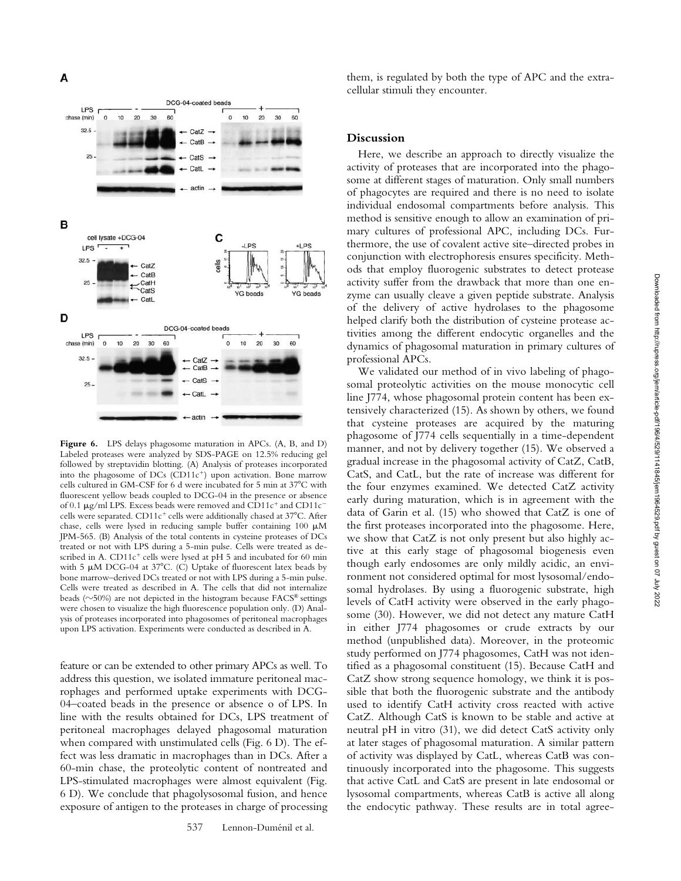**Figure 6.** LPS delays phagosome maturation in APCs. (A, B, and D) Labeled proteases were analyzed by SDS-PAGE on 12.5% reducing gel followed by streptavidin blotting. (A) Analysis of proteases incorporated into the phagosome of DCs (CD11c$^+$) upon activation. Bone marrow cells cultured in GM-CSF for 6 d were incubated for 5 min at 37°C with fluorescent yellow beads coupled to DCG-04 in the presence or absence of 0.1 μg/ml LPS. Excess beads were removed and CD11c$^+$ and CD11c$^-$ cells were separated. CD11c$^+$ cells were additionally chased at 37°C. After chase, cells were lysed in reducing sample buffer containing 100 μM JPM-565. (B) Analysis of the total contents in cysteine proteases of DCs treated or not with LPS during a 5-min pulse. Cells were treated as described in A. CD11c$^+$ cells were lysed at pH 5 and incubated for 60 min with 5 μM DCG-04 at 37°C. (C) Uptake of fluorescent latex beads by bone marrow–derived DCs treated or not with LPS during a 5-min pulse. Cells were treated as described in A. The cells that did not internalize beads (~50%) are not depicted in the histogram because FACS® settings were chosen to visualize the high fluorescence population only. (D) Analysis of proteases incorporated into phagosomes of peritoneal macrophages upon LPS activation. Experiments were conducted as described in A.

feature or can be extended to other primary APCs as well. To address this question, we isolated immature peritoneal macrophages and performed uptake experiments with DCG-04–coated beads in the presence or absence o of LPS. In line with the results obtained for DCs, LPS treatment of peritoneal macrophages delayed phagosomal maturation when compared with unstimulated cells (Fig. 6 D). The effect was less dramatic in macrophages than in DCs. After a 60-min chase, the proteolytic content of nontreated and LPS-stimulated macrophages were almost equivalent (Fig. 6 D). We conclude that phagolysosomal fusion, and hence exposure of antigen to the proteases in charge of processing them, is regulated by both the type of APC and the extracellular stimuli they encounter.

## Discussion

Here, we describe an approach to directly visualize the activity of proteases that are incorporated into the phagosome at different stages of maturation. Only small numbers of phagocytes are required and there is no need to isolate individual endosomal compartments before analysis. This method is sensitive enough to allow an examination of primary cultures of professional APC, including DCs. Furthermore, the use of covalent active site–directed probes in conjunction with electrophoresis ensures specificity. Methods that employ fluorogenic substrates to detect protease activity suffer from the drawback that more than one enzyme can usually cleave a given peptide substrate. Analysis of the delivery of active hydrolases to the phagosome helped clarify both the distribution of cysteine protease activities among the different endocytic organelles and the dynamics of phagosomal maturation in primary cultures of professional APCs.

We validated our method of in vivo labeling of phagosomal proteolytic activities on the mouse monocytic cell line J774, whose phagosomal protein content has been extensively characterized (15). As shown by others, we found that cysteine proteases are acquired by the maturing phagosome of J774 cells sequentially in a time-dependent manner, and not by delivery together (15). We observed a gradual increase in the phagosomal activity of CatZ, CatB, CatS, and CatL, but the rate of increase was different for the four enzymes examined. We detected CatZ activity early during maturation, which is in agreement with the data of Garin et al. (15) who showed that CatZ is one of the first proteases incorporated into the phagosome. Here, we show that CatZ is not only present but also highly active at this early stage of phagosomal biogenesis even though early endosomes are only mildly acidic, an environment not considered optimal for most lysosomal/endosomal hydrolases. By using a fluorogenic substrate, high levels of CatH activity were observed in the early phagosome (30). However, we did not detect any mature CatH in either J774 phagosomes or crude extracts by our method (unpublished data). Moreover, in the proteomic study performed on J774 phagosomes, CatH was not identified as a phagosomal constituent (15). Because CatH and CatZ show strong sequence homology, we think it is possible that both the fluorogenic substrate and the antibody used to identify CatH activity cross reacted with active CatZ. Although CatS is known to be stable and active at neutral pH in vitro (31), we did detect CatS activity only at later stages of phagosomal maturation. A similar pattern of activity was displayed by CatL, whereas CatB was continuously incorporated into the phagosome. This suggests that active CatL and CatS are present in late endosomal or lysosomal compartments, whereas CatB is active all along the endocytic pathway. These results are in total agree-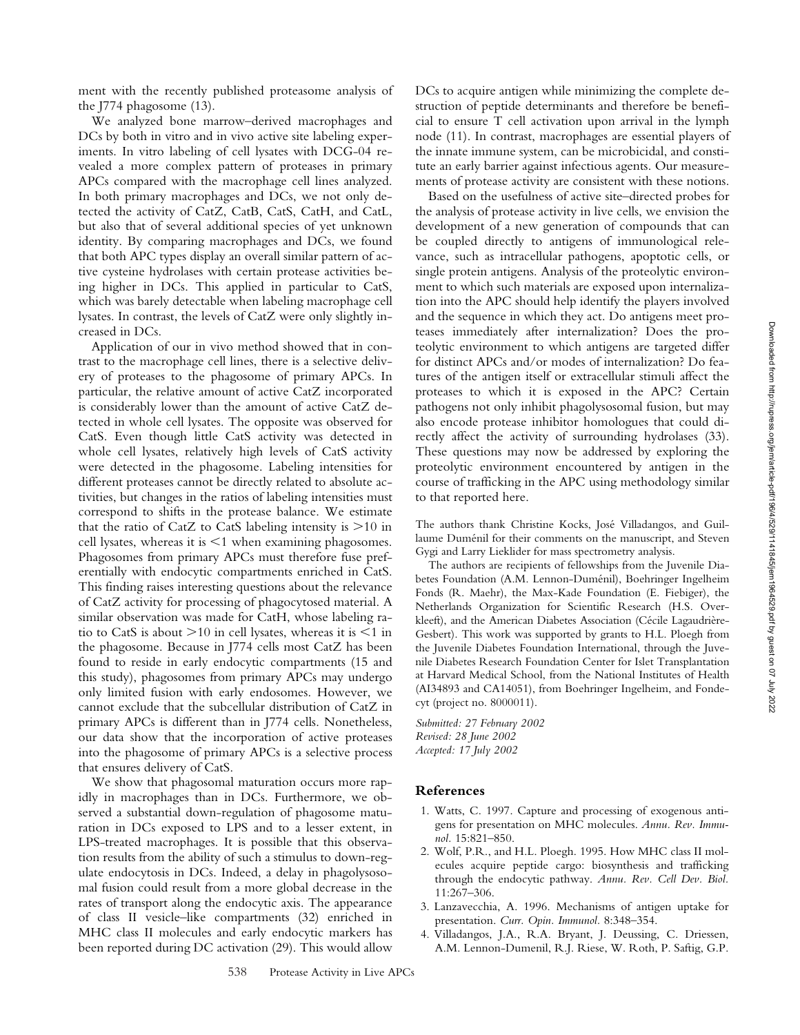ment with the recently published proteasome analysis of the J774 phagosome (13).

We analyzed bone marrow–derived macrophages and DCs by both in vitro and in vivo active site labeling experiments. In vitro labeling of cell lysates with DCG-04 revealed a more complex pattern of proteases in primary APCs compared with the macrophage cell lines analyzed. In both primary macrophages and DCs, we not only detected the activity of CatZ, CatB, CatS, CatH, and CatL, but also that of several additional species of yet unknown identity. By comparing macrophages and DCs, we found that both APC types display an overall similar pattern of active cysteine hydrolases with certain protease activities being higher in DCs. This applied in particular to CatS, which was barely detectable when labeling macrophage cell lysates. In contrast, the levels of CatZ were only slightly increased in DCs.

Application of our in vivo method showed that in contrast to the macrophage cell lines, there is a selective delivery of proteases to the phagosome of primary APCs. In particular, the relative amount of active CatZ incorporated is considerably lower than the amount of active CatZ detected in whole cell lysates. The opposite was observed for CatS. Even though little CatS activity was detected in whole cell lysates, relatively high levels of CatS activity were detected in the phagosome. Labeling intensities for different proteases cannot be directly related to absolute activities, but changes in the ratios of labeling intensities must correspond to shifts in the protease balance. We estimate that the ratio of CatZ to CatS labeling intensity is $>10$ in cell lysates, whereas it is $<1$ when examining phagosomes. Phagosomes from primary APCs must therefore fuse preferentially with endocytic compartments enriched in CatS. This finding raises interesting questions about the relevance of CatZ activity for processing of phagocytosed material. A similar observation was made for CatH, whose labeling ratio to CatS is about $>10$ in cell lysates, whereas it is $<1$ in the phagosome. Because in J774 cells most CatZ has been found to reside in early endocytic compartments (15 and this study), phagosomes from primary APCs may undergo only limited fusion with early endosomes. However, we cannot exclude that the subcellular distribution of CatZ in primary APCs is different than in J774 cells. Nonetheless, our data show that the incorporation of active proteases into the phagosome of primary APCs is a selective process that ensures delivery of CatS.

We show that phagosomal maturation occurs more rapidly in macrophages than in DCs. Furthermore, we observed a substantial down-regulation of phagosome maturation in DCs exposed to LPS and to a lesser extent, in LPS-treated macrophages. It is possible that this observation results from the ability of such a stimulus to down-regulate endocytosis in DCs. Indeed, a delay in phagolysosomal fusion could result from a more global decrease in the rates of transport along the endocytic axis. The appearance of class II vesicle–like compartments (32) enriched in MHC class II molecules and early endocytic markers has been reported during DC activation (29). This would allow DCs to acquire antigen while minimizing the complete destruction of peptide determinants and therefore be beneficial to ensure T cell activation upon arrival in the lymph node (11). In contrast, macrophages are essential players of the innate immune system, can be microbicidal, and constitute an early barrier against infectious agents. Our measurements of protease activity are consistent with these notions.

Based on the usefulness of active site–directed probes for the analysis of protease activity in live cells, we envision the development of a new generation of compounds that can be coupled directly to antigens of immunological relevance, such as intracellular pathogens, apoptotic cells, or single protein antigens. Analysis of the proteolytic environment to which such materials are exposed upon internalization into the APC should help identify the players involved and the sequence in which they act. Do antigens meet proteases immediately after internalization? Does the proteolytic environment to which antigens are targeted differ for distinct APCs and/or modes of internalization? Do features of the antigen itself or extracellular stimuli affect the proteases to which it is exposed in the APC? Certain pathogens not only inhibit phagolysosomal fusion, but may also encode protease inhibitor homologues that could directly affect the activity of surrounding hydrolases (33). These questions may now be addressed by exploring the proteolytic environment encountered by antigen in the course of trafficking in the APC using methodology similar to that reported here.

The authors thank Christine Kocks, José Villadangos, and Guillaume Duménil for their comments on the manuscript, and Steven Gygi and Larry Lieklider for mass spectrometry analysis.

The authors are recipients of fellowships from the Juvenile Diabetes Foundation (A.M. Lennon-Duménil), Boehringer Ingelheim Fonds (R. Maehr), the Max-Kade Foundation (E. Fiebiger), the Netherlands Organization for Scientific Research (H.S. Overkleeft), and the American Diabetes Association (Cécile Lagaudrière-Gesbert). This work was supported by grants to H.L. Ploegh from the Juvenile Diabetes Foundation International, through the Juvenile Diabetes Research Foundation Center for Islet Transplantation at Harvard Medical School, from the National Institutes of Health (AI34893 and CA14051), from Boehringer Ingelheim, and Fondecyt (project no. 8000011).

*Submitted: 27 February 2002*
*Revised: 28 June 2002*
*Accepted: 17 July 2002*

## References

1. Watts, C. 1997. Capture and processing of exogenous antigens for presentation on MHC molecules. *Annu. Rev. Immunol.* 15:821–850.
2. Wolf, P.R., and H.L. Ploegh. 1995. How MHC class II molecules acquire peptide cargo: biosynthesis and trafficking through the endocytic pathway. *Annu. Rev. Cell Dev. Biol.* 11:267–306.
3. Lanzavecchia, A. 1996. Mechanisms of antigen uptake for presentation. *Curr. Opin. Immunol.* 8:348–354.
4. Villadangos, J.A., R.A. Bryant, J. Deussing, C. Driessen, A.M. Lennon-Dumenil, R.J. Riese, W. Roth, P. Saftig, G.P.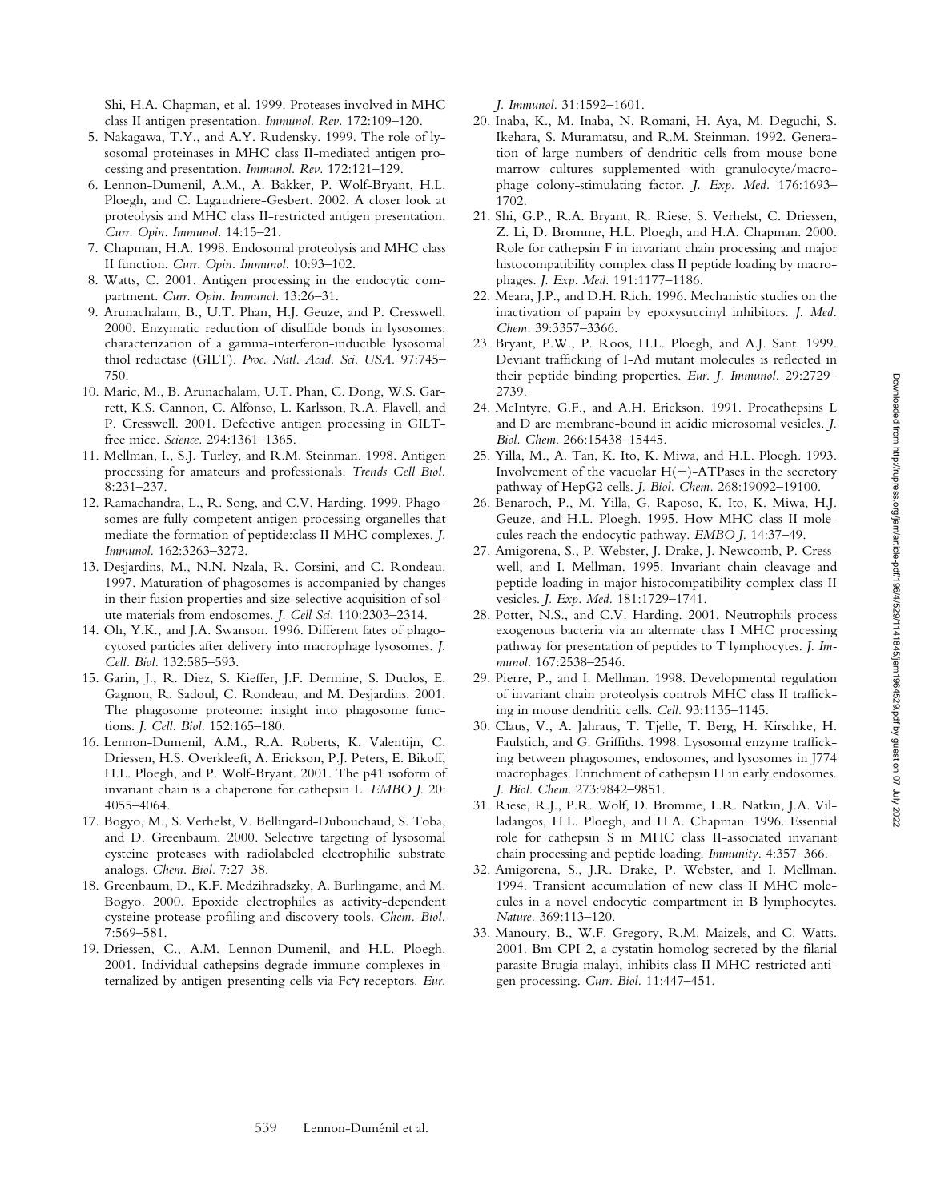Shi, H.A. Chapman, et al. 1999. Proteases involved in MHC class II antigen presentation. *Immunol. Rev.* 172:109–120.

5. Nakagawa, T.Y., and A.Y. Rudensky. 1999. The role of lysosomal proteinases in MHC class II-mediated antigen processing and presentation. *Immunol. Rev.* 172:121–129.
6. Lennon-Dumenil, A.M., A. Bakker, P. Wolf-Bryant, H.L. Ploegh, and C. Lagaudriere-Gesbert. 2002. A closer look at proteolysis and MHC class II-restricted antigen presentation. *Curr. Opin. Immunol.* 14:15–21.
7. Chapman, H.A. 1998. Endosomal proteolysis and MHC class II function. *Curr. Opin. Immunol.* 10:93–102.
8. Watts, C. 2001. Antigen processing in the endocytic compartment. *Curr. Opin. Immunol.* 13:26–31.
9. Arunachalam, B., U.T. Phan, H.J. Geuze, and P. Cresswell. 2000. Enzymatic reduction of disulfide bonds in lysosomes: characterization of a gamma-interferon-inducible lysosomal thiol reductase (GILT). *Proc. Natl. Acad. Sci. USA.* 97:745–750.
10. Maric, M., B. Arunachalam, U.T. Phan, C. Dong, W.S. Garrett, K.S. Cannon, C. Alfonso, L. Karlsson, R.A. Flavell, and P. Cresswell. 2001. Defective antigen processing in GILT-free mice. *Science.* 294:1361–1365.
11. Mellman, I., S.J. Turley, and R.M. Steinman. 1998. Antigen processing for amateurs and professionals. *Trends Cell Biol.* 8:231–237.
12. Ramachandra, L., R. Song, and C.V. Harding. 1999. Phagosomes are fully competent antigen-processing organelles that mediate the formation of peptide:class II MHC complexes. *J. Immunol.* 162:3263–3272.
13. Desjardins, M., N.N. Nzala, R. Corsini, and C. Rondeau. 1997. Maturation of phagosomes is accompanied by changes in their fusion properties and size-selective acquisition of solute materials from endosomes. *J. Cell Sci.* 110:2303–2314.
14. Oh, Y.K., and J.A. Swanson. 1996. Different fates of phagocytosed particles after delivery into macrophage lysosomes. *J. Cell. Biol.* 132:585–593.
15. Garin, J., R. Diez, S. Kieffer, J.F. Dermine, S. Duclos, E. Gagnon, R. Sadoul, C. Rondeau, and M. Desjardins. 2001. The phagosome proteome: insight into phagosome functions. *J. Cell. Biol.* 152:165–180.
16. Lennon-Dumenil, A.M., R.A. Roberts, K. Valentijn, C. Driessen, H.S. Overkleeft, A. Erickson, P.J. Peters, E. Bikoff, H.L. Ploegh, and P. Wolf-Bryant. 2001. The p41 isoform of invariant chain is a chaperone for cathepsin L. *EMBO J.* 20:4055–4064.
17. Bogyo, M., S. Verhelst, V. Bellingard-Dubouchaud, S. Toba, and D. Greenbaum. 2000. Selective targeting of lysosomal cysteine proteases with radiolabeled electrophilic substrate analogs. *Chem. Biol.* 7:27–38.
18. Greenbaum, D., K.F. Medzihradszky, A. Burlingame, and M. Bogyo. 2000. Epoxide electrophiles as activity-dependent cysteine protease profiling and discovery tools. *Chem. Biol.* 7:569–581.
19. Driessen, C., A.M. Lennon-Dumenil, and H.L. Ploegh. 2001. Individual cathepsins degrade immune complexes internalized by antigen-presenting cells via Fcγ receptors. *Eur. J. Immunol.* 31:1592–1601.
20. Inaba, K., M. Inaba, N. Romani, H. Aya, M. Deguchi, S. Ikehara, S. Muramatsu, and R.M. Steinman. 1992. Generation of large numbers of dendritic cells from mouse bone marrow cultures supplemented with granulocyte/macrophage colony-stimulating factor. *J. Exp. Med.* 176:1693–1702.
21. Shi, G.P., R.A. Bryant, R. Riese, S. Verhelst, C. Driessen, Z. Li, D. Bromme, H.L. Ploegh, and H.A. Chapman. 2000. Role for cathepsin F in invariant chain processing and major histocompatibility complex class II peptide loading by macrophages. *J. Exp. Med.* 191:1177–1186.
22. Meara, J.P., and D.H. Rich. 1996. Mechanistic studies on the inactivation of papain by epoxysuccinyl inhibitors. *J. Med. Chem.* 39:3357–3366.
23. Bryant, P.W., P. Roos, H.L. Ploegh, and A.J. Sant. 1999. Deviant trafficking of I-Ad mutant molecules is reflected in their peptide binding properties. *Eur. J. Immunol.* 29:2729–2739.
24. McIntyre, G.F., and A.H. Erickson. 1991. Procathepsins L and D are membrane-bound in acidic microsomal vesicles. *J. Biol. Chem.* 266:15438–15445.
25. Yilla, M., A. Tan, K. Ito, K. Miwa, and H.L. Ploegh. 1993. Involvement of the vacuolar H(+)-ATPases in the secretory pathway of HepG2 cells. *J. Biol. Chem.* 268:19092–19100.
26. Benaroch, P., M. Yilla, G. Raposo, K. Ito, K. Miwa, H.J. Geuze, and H.L. Ploegh. 1995. How MHC class II molecules reach the endocytic pathway. *EMBO J.* 14:37–49.
27. Amigorena, S., P. Webster, J. Drake, J. Newcomb, P. Cresswell, and I. Mellman. 1995. Invariant chain cleavage and peptide loading in major histocompatibility complex class II vesicles. *J. Exp. Med.* 181:1729–1741.
28. Potter, N.S., and C.V. Harding. 2001. Neutrophils process exogenous bacteria via an alternate class I MHC processing pathway for presentation of peptides to T lymphocytes. *J. Immunol.* 167:2538–2546.
29. Pierre, P., and I. Mellman. 1998. Developmental regulation of invariant chain proteolysis controls MHC class II trafficking in mouse dendritic cells. *Cell.* 93:1135–1145.
30. Claus, V., A. Jahraus, T. Tjelle, T. Berg, H. Kirschke, H. Faulstich, and G. Griffiths. 1998. Lysosomal enzyme trafficking between phagosomes, endosomes, and lysosomes in J774 macrophages. Enrichment of cathepsin H in early endosomes. *J. Biol. Chem.* 273:9842–9851.
31. Riese, R.J., P.R. Wolf, D. Bromme, L.R. Natkin, J.A. Villadangos, H.L. Ploegh, and H.A. Chapman. 1996. Essential role for cathepsin S in MHC class II-associated invariant chain processing and peptide loading. *Immunity.* 4:357–366.
32. Amigorena, S., J.R. Drake, P. Webster, and I. Mellman. 1994. Transient accumulation of new class II MHC molecules in a novel endocytic compartment in B lymphocytes. *Nature.* 369:113–120.
33. Manoury, B., W.F. Gregory, R.M. Maizels, and C. Watts. 2001. Bm-CPI-2, a cystatin homolog secreted by the filarial parasite Brugia malayi, inhibits class II MHC-restricted antigen processing. *Curr. Biol.* 11:447–451.